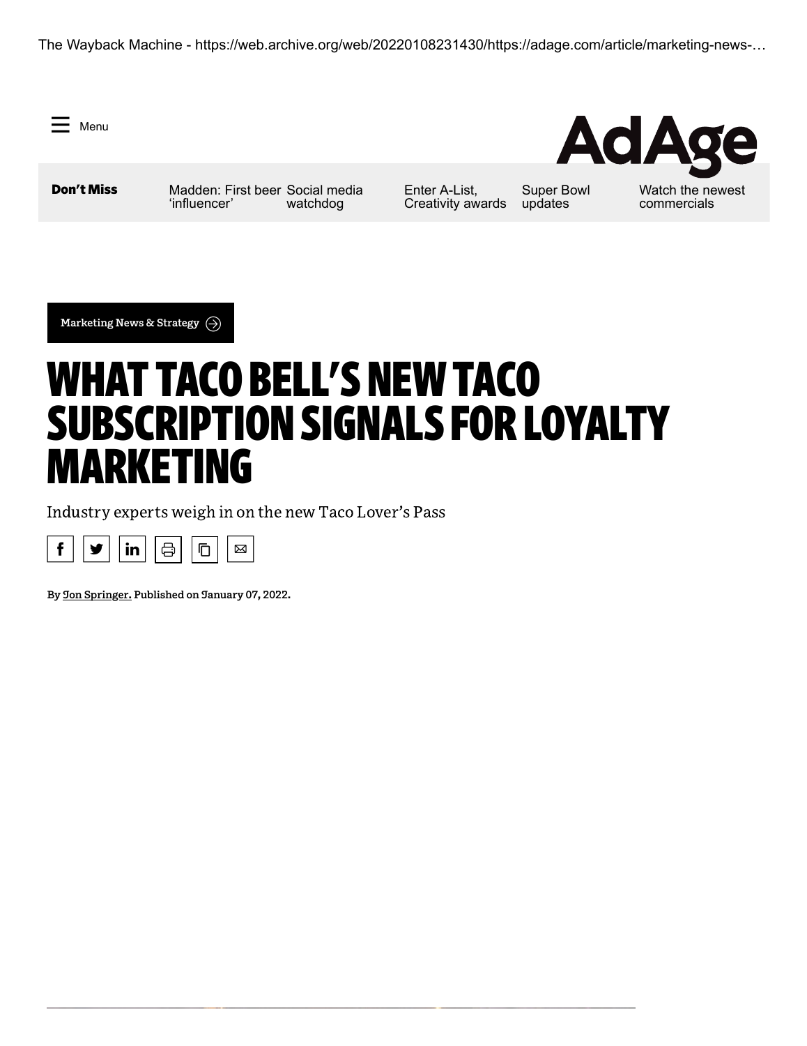# WHAT TACO BELL'S NEW TACO SUBSCRIPTION SIGNALS FOR LOYALTY MARKETING

Industry experts weigh in on the new Taco Lover's Pass

By Jon Springer. Published on January 07, 2022.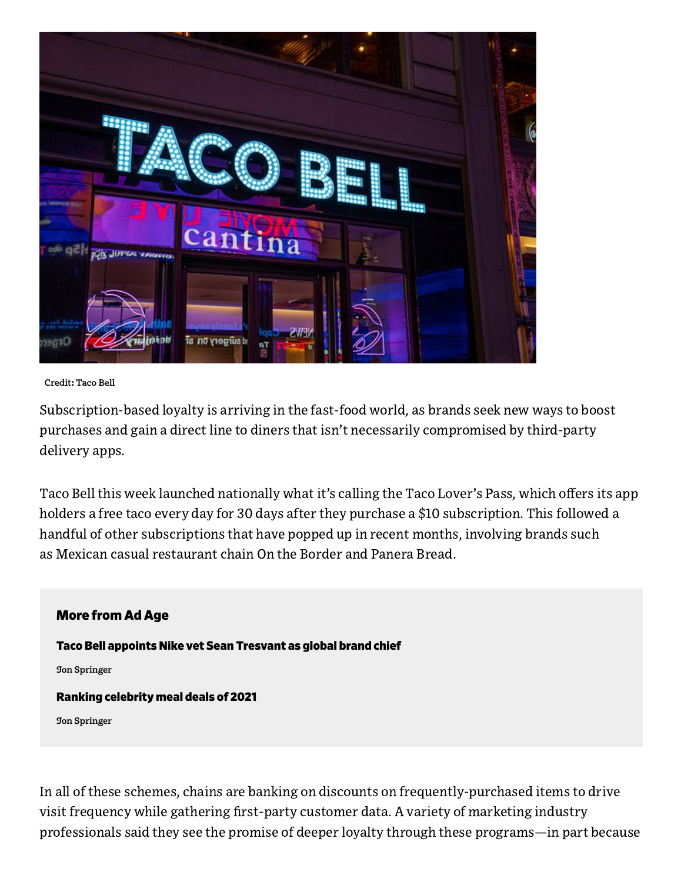Credit: Taco Bell

Subscription-based loyalty is arriving in the fast-food world, as brands seek new ways to boost purchases and gain a direct line to diners that isn't necessarily compromised by third-party delivery apps.

Taco Bell this week launched nationally what it's calling the Taco Lover's Pass, which offers its app holders a free taco every day for 30 days after they purchase a $10 subscription. This followed a handful of other subscriptions that have popped up in recent months, involving brands such as Mexican casual restaurant chain On the Border and Panera Bread.

**More from Ad Age**

**Taco Bell appoints Nike vet Sean Tresvant as global brand chief**

Jon Springer

**Ranking celebrity meal deals of 2021**

Jon Springer

In all of these schemes, chains are banking on discounts on frequently-purchased items to drive visit frequency while gathering first-party customer data. A variety of marketing industry professionals said they see the promise of deeper loyalty through these programs—in part because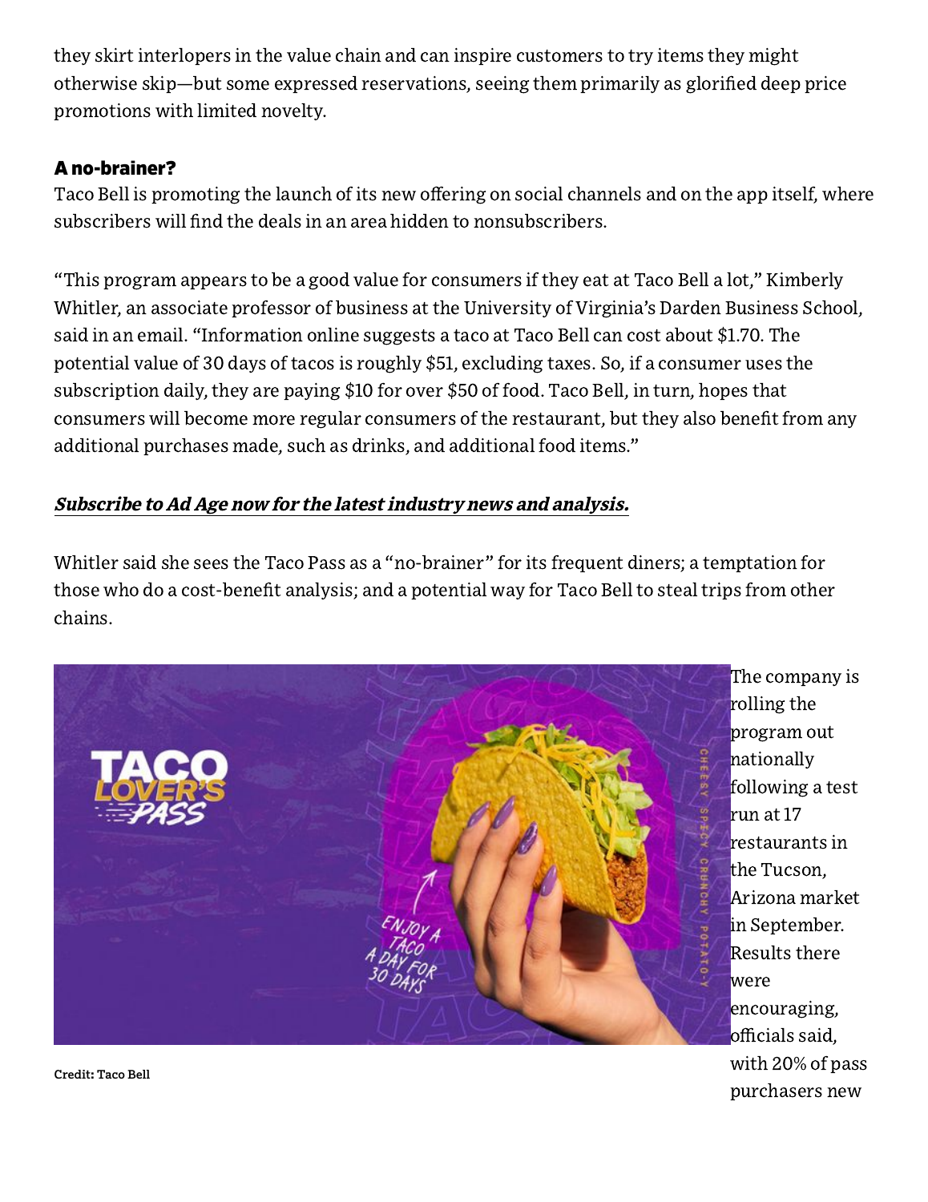they skirt interlopers in the value chain and can inspire customers to try items they might otherwise skip—but some expressed reservations, seeing them primarily as glorified deep price promotions with limited novelty.

### A no-brainer?

Taco Bell is promoting the launch of its new offering on social channels and on the app itself, where subscribers will find the deals in an area hidden to nonsubscribers.

"This program appears to be a good value for consumers if they eat at Taco Bell a lot," Kimberly Whitler, an associate professor of business at the University of Virginia's Darden Business School, said in an email. "Information online suggests a taco at Taco Bell can cost about $1.70. The potential value of 30 days of tacos is roughly $51, excluding taxes. So, if a consumer uses the subscription daily, they are paying $10 for over $50 of food. Taco Bell, in turn, hopes that consumers will become more regular consumers of the restaurant, but they also benefit from any additional purchases made, such as drinks, and additional food items."

***Subscribe to Ad Age now for the latest industry news and analysis.***

Whitler said she sees the Taco Pass as a "no-brainer" for its frequent diners; a temptation for those who do a cost-benefit analysis; and a potential way for Taco Bell to steal trips from other chains.

Credit: Taco Bell

The company is rolling the program out nationally following a test run at 17 restaurants in the Tucson, Arizona market in September. Results there were encouraging, officials said, with 20% of pass purchasers new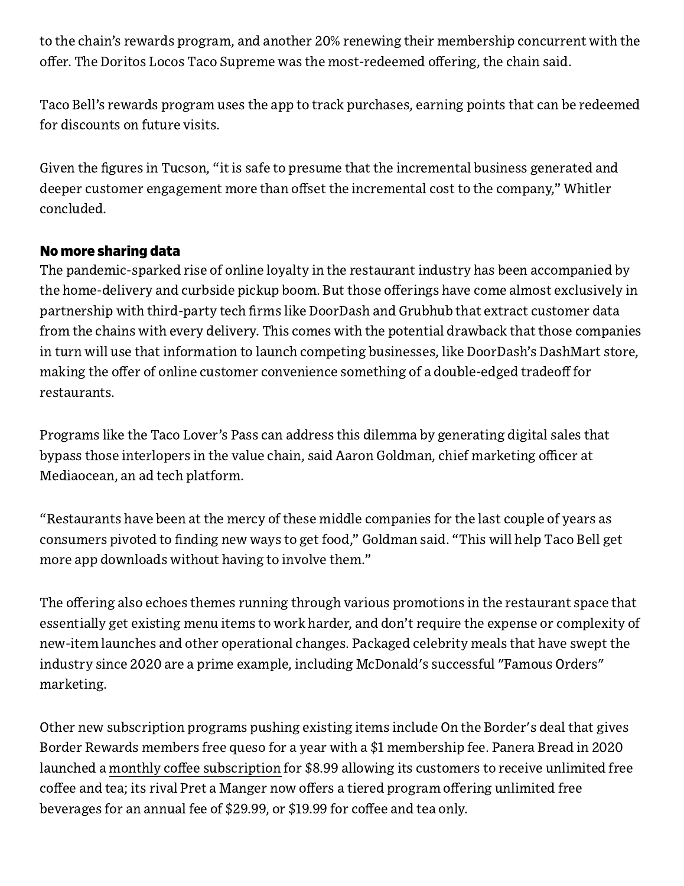to the chain's rewards program, and another 20% renewing their membership concurrent with the offer. The Doritos Locos Taco Supreme was the most-redeemed offering, the chain said.

Taco Bell's rewards program uses the app to track purchases, earning points that can be redeemed for discounts on future visits.

Given the figures in Tucson, "it is safe to presume that the incremental business generated and deeper customer engagement more than offset the incremental cost to the company," Whitler concluded.

## No more sharing data

The pandemic-sparked rise of online loyalty in the restaurant industry has been accompanied by the home-delivery and curbside pickup boom. But those offerings have come almost exclusively in partnership with third-party tech firms like DoorDash and Grubhub that extract customer data from the chains with every delivery. This comes with the potential drawback that those companies in turn will use that information to launch competing businesses, like DoorDash's DashMart store, making the offer of online customer convenience something of a double-edged tradeoff for restaurants.

Programs like the Taco Lover's Pass can address this dilemma by generating digital sales that bypass those interlopers in the value chain, said Aaron Goldman, chief marketing officer at Mediaocean, an ad tech platform.

"Restaurants have been at the mercy of these middle companies for the last couple of years as consumers pivoted to finding new ways to get food," Goldman said. "This will help Taco Bell get more app downloads without having to involve them."

The offering also echoes themes running through various promotions in the restaurant space that essentially get existing menu items to work harder, and don't require the expense or complexity of new-item launches and other operational changes. Packaged celebrity meals that have swept the industry since 2020 are a prime example, including McDonald's successful "Famous Orders" marketing.

Other new subscription programs pushing existing items include On the Border's deal that gives Border Rewards members free queso for a year with a $1 membership fee. Panera Bread in 2020 launched a monthly coffee subscription for $8.99 allowing its customers to receive unlimited free coffee and tea; its rival Pret a Manger now offers a tiered program offering unlimited free beverages for an annual fee of $29.99, or $19.99 for coffee and tea only.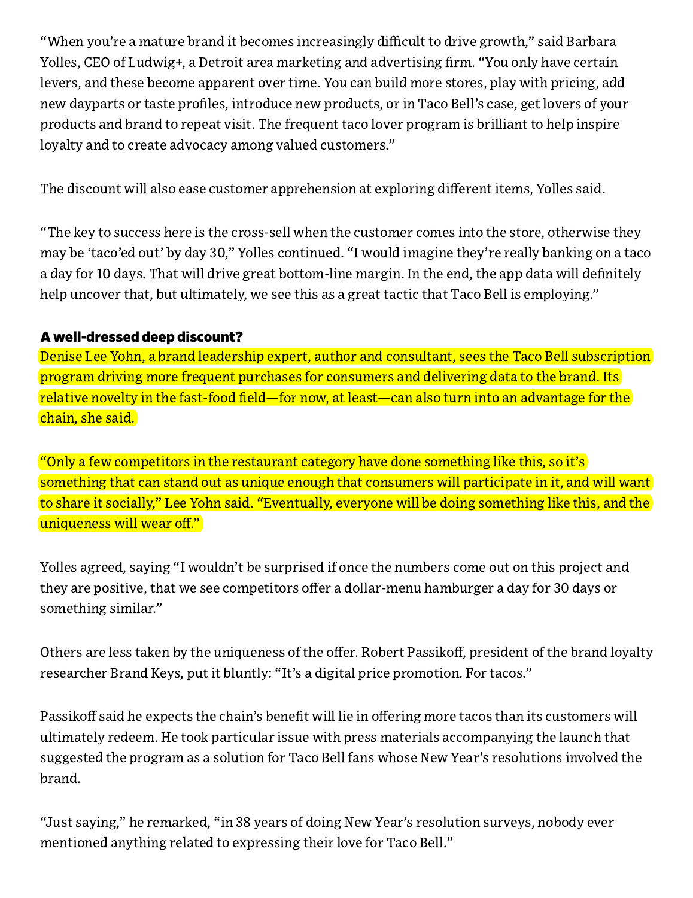"When you're a mature brand it becomes increasingly difficult to drive growth," said Barbara Yolles, CEO of Ludwig+, a Detroit area marketing and advertising firm. "You only have certain levers, and these become apparent over time. You can build more stores, play with pricing, add new dayparts or taste profiles, introduce new products, or in Taco Bell's case, get lovers of your products and brand to repeat visit. The frequent taco lover program is brilliant to help inspire loyalty and to create advocacy among valued customers."

The discount will also ease customer apprehension at exploring different items, Yolles said.

"The key to success here is the cross-sell when the customer comes into the store, otherwise they may be 'taco'ed out' by day 30," Yolles continued. "I would imagine they're really banking on a taco a day for 10 days. That will drive great bottom-line margin. In the end, the app data will definitely help uncover that, but ultimately, we see this as a great tactic that Taco Bell is employing."

### A well-dressed deep discount?

Denise Lee Yohn, a brand leadership expert, author and consultant, sees the Taco Bell subscription program driving more frequent purchases for consumers and delivering data to the brand. Its relative novelty in the fast-food field—for now, at least—can also turn into an advantage for the chain, she said.

"Only a few competitors in the restaurant category have done something like this, so it's something that can stand out as unique enough that consumers will participate in it, and will want to share it socially," Lee Yohn said. "Eventually, everyone will be doing something like this, and the uniqueness will wear off."

Yolles agreed, saying "I wouldn't be surprised if once the numbers come out on this project and they are positive, that we see competitors offer a dollar-menu hamburger a day for 30 days or something similar."

Others are less taken by the uniqueness of the offer. Robert Passikoff, president of the brand loyalty researcher Brand Keys, put it bluntly: "It's a digital price promotion. For tacos."

Passikoff said he expects the chain's benefit will lie in offering more tacos than its customers will ultimately redeem. He took particular issue with press materials accompanying the launch that suggested the program as a solution for Taco Bell fans whose New Year's resolutions involved the brand.

"Just saying," he remarked, "in 38 years of doing New Year's resolution surveys, nobody ever mentioned anything related to expressing their love for Taco Bell."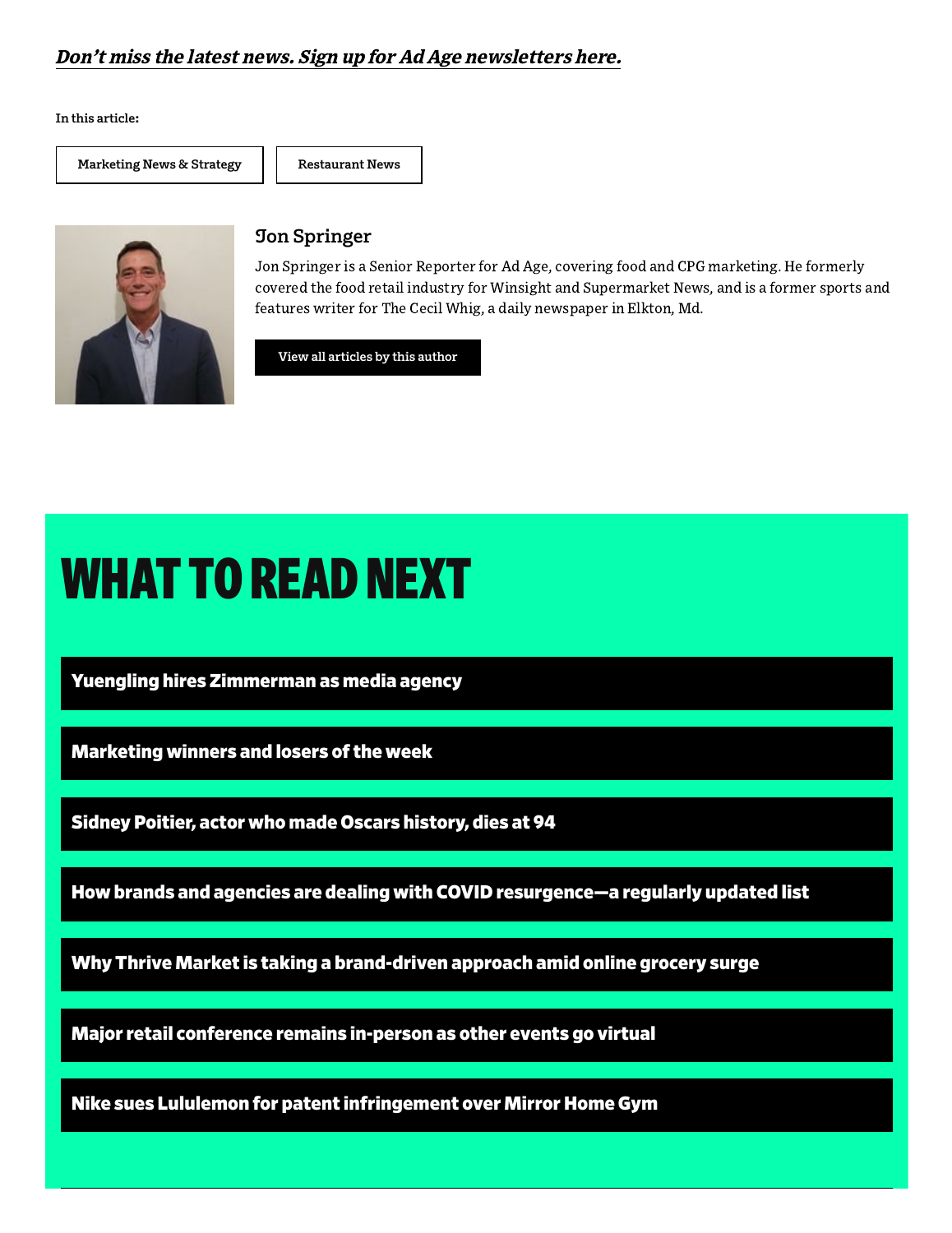*Don't miss the latest news. Sign up for Ad Age newsletters here.*

In this article:

Marketing News & Strategy

Restaurant News

### Jon Springer

Jon Springer is a Senior Reporter for Ad Age, covering food and CPG marketing. He formerly covered the food retail industry for Winsight and Supermarket News, and is a former sports and features writer for The Cecil Whig, a daily newspaper in Elkton, Md.

View all articles by this author

# WHAT TO READ NEXT

**Yuengling hires Zimmerman as media agency**

**Marketing winners and losers of the week**

**Sidney Poitier, actor who made Oscars history, dies at 94**

**How brands and agencies are dealing with COVID resurgence—a regularly updated list**

**Why Thrive Market is taking a brand-driven approach amid online grocery surge**

**Major retail conference remains in-person as other events go virtual**

**Nike sues Lululemon for patent infringement over Mirror Home Gym**